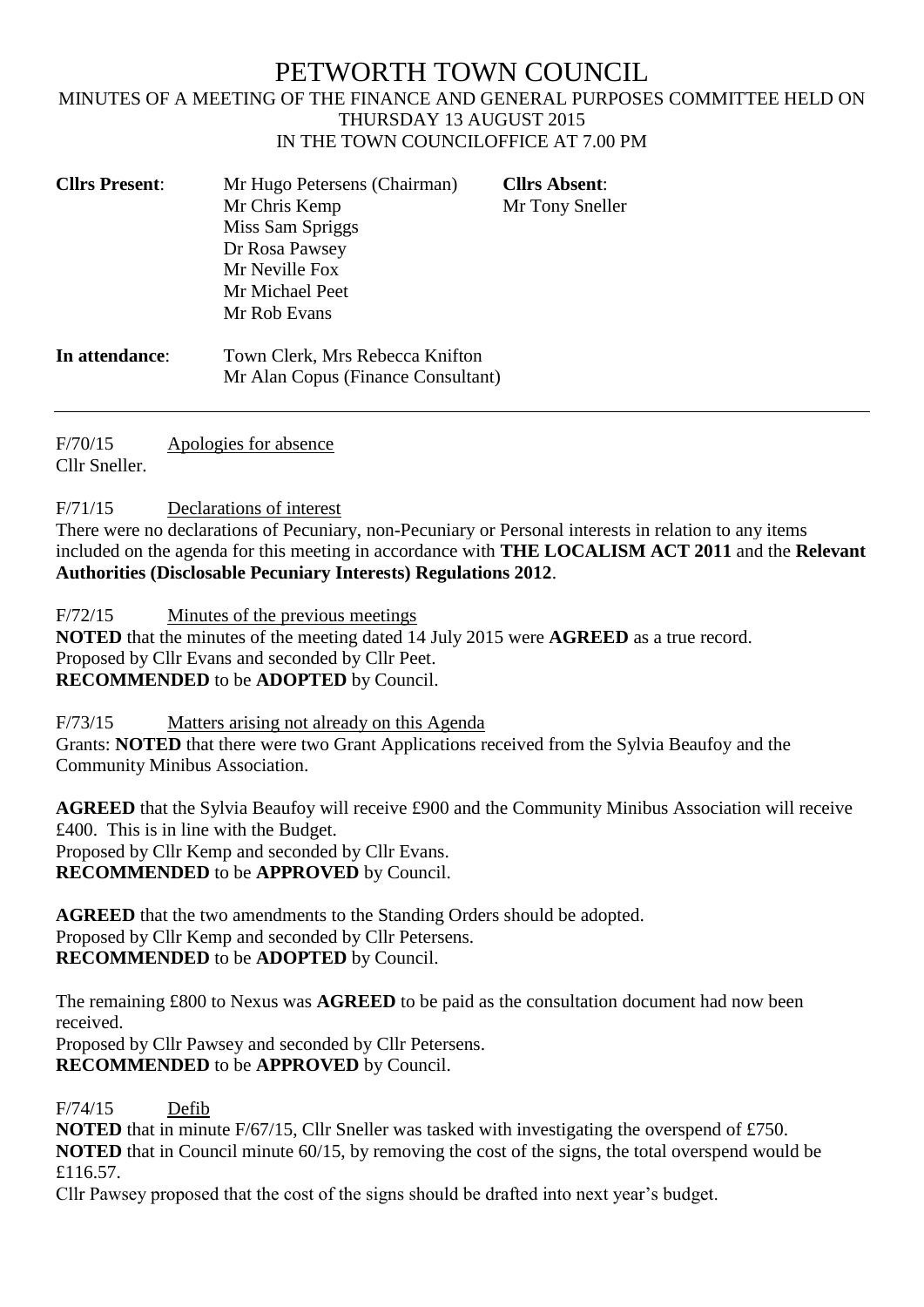# PETWORTH TOWN COUNCIL

MINUTES OF A MEETING OF THE FINANCE AND GENERAL PURPOSES COMMITTEE HELD ON THURSDAY 13 AUGUST 2015
IN THE TOWN COUNCILOFFICE AT 7.00 PM

**Cllrs Present**: Mr Hugo Petersens (Chairman)
Mr Chris Kemp
Miss Sam Spriggs
Dr Rosa Pawsey
Mr Neville Fox
Mr Michael Peet
Mr Rob Evans

**Cllrs Absent**: Mr Tony Sneller

**In attendance**: Town Clerk, Mrs Rebecca Knifton
Mr Alan Copus (Finance Consultant)

---

F/70/15 Apologies for absence

Cllr Sneller.

F/71/15 Declarations of interest

There were no declarations of Pecuniary, non-Pecuniary or Personal interests in relation to any items included on the agenda for this meeting in accordance with **THE LOCALISM ACT 2011** and the **Relevant Authorities (Disclosable Pecuniary Interests) Regulations 2012**.

F/72/15 Minutes of the previous meetings

**NOTED** that the minutes of the meeting dated 14 July 2015 were **AGREED** as a true record.
Proposed by Cllr Evans and seconded by Cllr Peet.
**RECOMMENDED** to be **ADOPTED** by Council.

F/73/15 Matters arising not already on this Agenda

Grants: **NOTED** that there were two Grant Applications received from the Sylvia Beaufoy and the Community Minibus Association.

**AGREED** that the Sylvia Beaufoy will receive £900 and the Community Minibus Association will receive £400. This is in line with the Budget.
Proposed by Cllr Kemp and seconded by Cllr Evans.
**RECOMMENDED** to be **APPROVED** by Council.

**AGREED** that the two amendments to the Standing Orders should be adopted.
Proposed by Cllr Kemp and seconded by Cllr Petersens.
**RECOMMENDED** to be **ADOPTED** by Council.

The remaining £800 to Nexus was **AGREED** to be paid as the consultation document had now been received.
Proposed by Cllr Pawsey and seconded by Cllr Petersens.
**RECOMMENDED** to be **APPROVED** by Council.

F/74/15 Defib

**NOTED** that in minute F/67/15, Cllr Sneller was tasked with investigating the overspend of £750.
**NOTED** that in Council minute 60/15, by removing the cost of the signs, the total overspend would be £116.57.
Cllr Pawsey proposed that the cost of the signs should be drafted into next year's budget.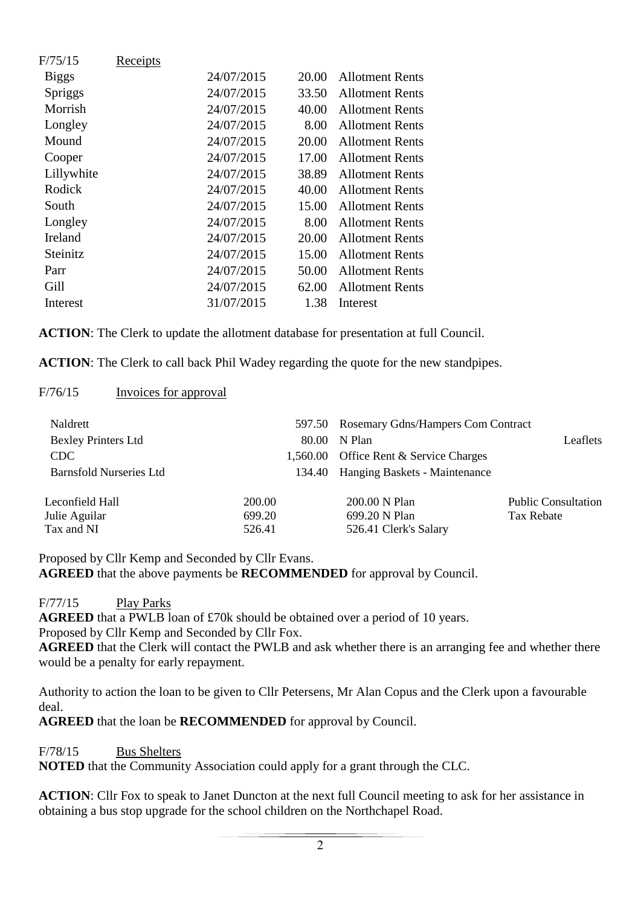F/75/15 Receipts

| | | | |
|---|---|---|---|
| Biggs | 24/07/2015 | 20.00 | Allotment Rents |
| Spriggs | 24/07/2015 | 33.50 | Allotment Rents |
| Morrish | 24/07/2015 | 40.00 | Allotment Rents |
| Longley | 24/07/2015 | 8.00 | Allotment Rents |
| Mound | 24/07/2015 | 20.00 | Allotment Rents |
| Cooper | 24/07/2015 | 17.00 | Allotment Rents |
| Lillywhite | 24/07/2015 | 38.89 | Allotment Rents |
| Rodick | 24/07/2015 | 40.00 | Allotment Rents |
| South | 24/07/2015 | 15.00 | Allotment Rents |
| Longley | 24/07/2015 | 8.00 | Allotment Rents |
| Ireland | 24/07/2015 | 20.00 | Allotment Rents |
| Steinitz | 24/07/2015 | 15.00 | Allotment Rents |
| Parr | 24/07/2015 | 50.00 | Allotment Rents |
| Gill | 24/07/2015 | 62.00 | Allotment Rents |
| Interest | 31/07/2015 | 1.38 | Interest |

**ACTION**: The Clerk to update the allotment database for presentation at full Council.

**ACTION**: The Clerk to call back Phil Wadey regarding the quote for the new standpipes.

F/76/15 Invoices for approval

| | | | |
|---|---|---|---|
| Naldrett | 597.50 | Rosemary Gdns/Hampers Com Contract | |
| Bexley Printers Ltd | 80.00 | N Plan | Leaflets |
| CDC | 1,560.00 | Office Rent & Service Charges | |
| Barnsfold Nurseries Ltd | 134.40 | Hanging Baskets - Maintenance | |
| Leconfield Hall | 200.00 | 200.00 N Plan | Public Consultation |
| Julie Aguilar | 699.20 | 699.20 N Plan | Tax Rebate |
| Tax and NI | 526.41 | 526.41 Clerk's Salary | |

Proposed by Cllr Kemp and Seconded by Cllr Evans.
**AGREED** that the above payments be **RECOMMENDED** for approval by Council.

F/77/15 Play Parks

**AGREED** that a PWLB loan of £70k should be obtained over a period of 10 years.
Proposed by Cllr Kemp and Seconded by Cllr Fox.
**AGREED** that the Clerk will contact the PWLB and ask whether there is an arranging fee and whether there would be a penalty for early repayment.

Authority to action the loan to be given to Cllr Petersens, Mr Alan Copus and the Clerk upon a favourable deal.
**AGREED** that the loan be **RECOMMENDED** for approval by Council.

F/78/15 Bus Shelters

**NOTED** that the Community Association could apply for a grant through the CLC.

**ACTION**: Cllr Fox to speak to Janet Duncton at the next full Council meeting to ask for her assistance in obtaining a bus stop upgrade for the school children on the Northchapel Road.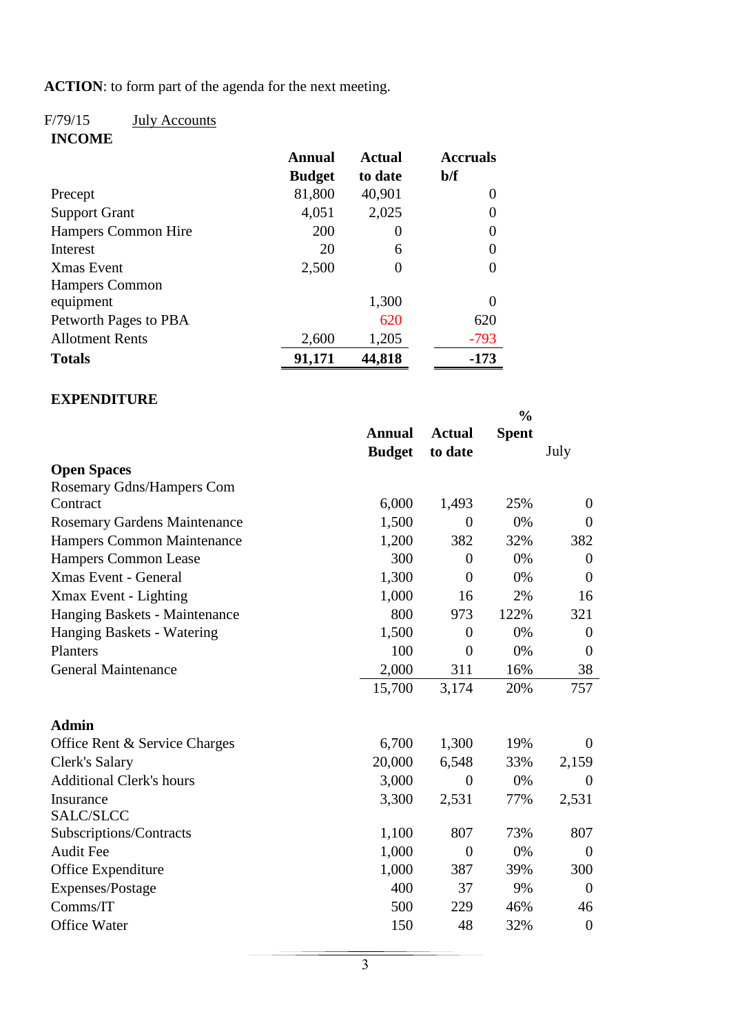**ACTION**: to form part of the agenda for the next meeting.

F/79/15 July Accounts

**INCOME**

| | Annual Budget | Actual to date | Accruals b/f |
|---|---|---|---|
| Precept | 81,800 | 40,901 | 0 |
| Support Grant | 4,051 | 2,025 | 0 |
| Hampers Common Hire | 200 | 0 | 0 |
| Interest | 20 | 6 | 0 |
| Xmas Event | 2,500 | 0 | 0 |
| Hampers Common equipment | | 1,300 | 0 |
| Petworth Pages to PBA | | 620 | 620 |
| Allotment Rents | 2,600 | 1,205 | -793 |
| **Totals** | **91,171** | **44,818** | **-173** |

**EXPENDITURE**

| | Annual Budget | Actual to date | % Spent | July |
|---|---|---|---|---|
| **Open Spaces** | | | | |
| Rosemary Gdns/Hampers Com Contract | 6,000 | 1,493 | 25% | 0 |
| Rosemary Gardens Maintenance | 1,500 | 0 | 0% | 0 |
| Hampers Common Maintenance | 1,200 | 382 | 32% | 382 |
| Hampers Common Lease | 300 | 0 | 0% | 0 |
| Xmas Event - General | 1,300 | 0 | 0% | 0 |
| Xmax Event - Lighting | 1,000 | 16 | 2% | 16 |
| Hanging Baskets - Maintenance | 800 | 973 | 122% | 321 |
| Hanging Baskets - Watering | 1,500 | 0 | 0% | 0 |
| Planters | 100 | 0 | 0% | 0 |
| General Maintenance | 2,000 | 311 | 16% | 38 |
| | 15,700 | 3,174 | 20% | 757 |
| **Admin** | | | | |
| Office Rent & Service Charges | 6,700 | 1,300 | 19% | 0 |
| Clerk's Salary | 20,000 | 6,548 | 33% | 2,159 |
| Additional Clerk's hours | 3,000 | 0 | 0% | 0 |
| Insurance | 3,300 | 2,531 | 77% | 2,531 |
| SALC/SLCC Subscriptions/Contracts | 1,100 | 807 | 73% | 807 |
| Audit Fee | 1,000 | 0 | 0% | 0 |
| Office Expenditure | 1,000 | 387 | 39% | 300 |
| Expenses/Postage | 400 | 37 | 9% | 0 |
| Comms/IT | 500 | 229 | 46% | 46 |
| Office Water | 150 | 48 | 32% | 0 |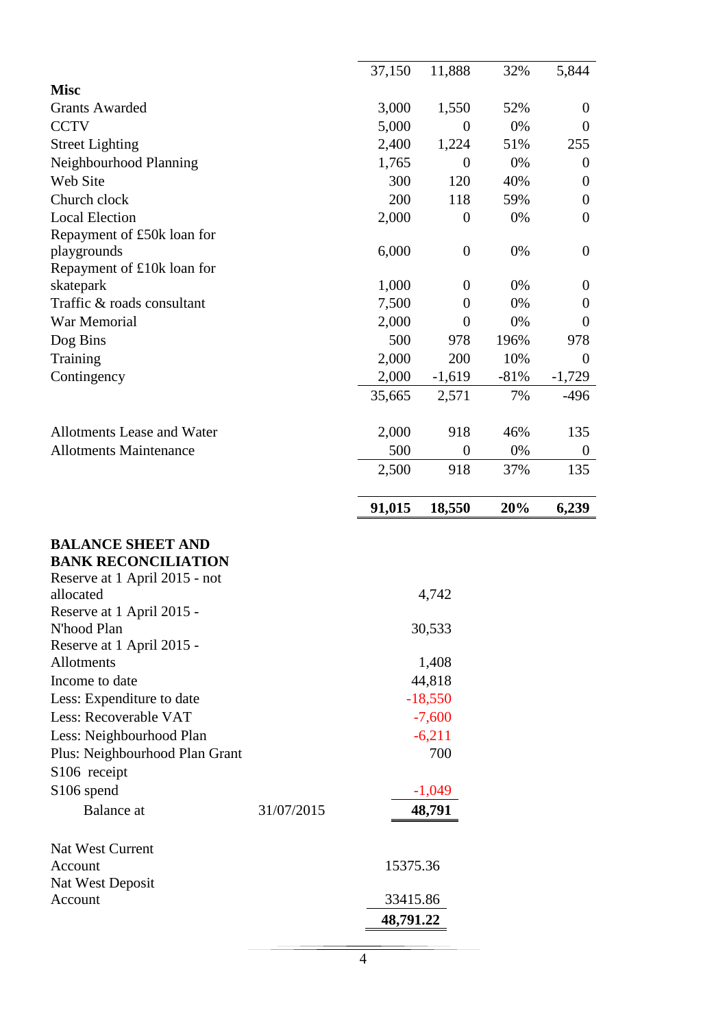| | | | | |
|---|---|---|---|---|
| | 37,150 | 11,888 | 32% | 5,844 |
| **Misc** | | | | |
| Grants Awarded | 3,000 | 1,550 | 52% | 0 |
| CCTV | 5,000 | 0 | 0% | 0 |
| Street Lighting | 2,400 | 1,224 | 51% | 255 |
| Neighbourhood Planning | 1,765 | 0 | 0% | 0 |
| Web Site | 300 | 120 | 40% | 0 |
| Church clock | 200 | 118 | 59% | 0 |
| Local Election | 2,000 | 0 | 0% | 0 |
| Repayment of £50k loan for playgrounds | 6,000 | 0 | 0% | 0 |
| Repayment of £10k loan for skatepark | 1,000 | 0 | 0% | 0 |
| Traffic & roads consultant | 7,500 | 0 | 0% | 0 |
| War Memorial | 2,000 | 0 | 0% | 0 |
| Dog Bins | 500 | 978 | 196% | 978 |
| Training | 2,000 | 200 | 10% | 0 |
| Contingency | 2,000 | -1,619 | -81% | -1,729 |
| | 35,665 | 2,571 | 7% | -496 |
| | | | | |
| Allotments Lease and Water | 2,000 | 918 | 46% | 135 |
| Allotments Maintenance | 500 | 0 | 0% | 0 |
| | 2,500 | 918 | 37% | 135 |
| | | | | |
| | **91,015** | **18,550** | **20%** | **6,239** |

**BALANCE SHEET AND BANK RECONCILIATION**

| | | |
|---|---|---|
| Reserve at 1 April 2015 - not allocated | | 4,742 |
| Reserve at 1 April 2015 - N'hood Plan | | 30,533 |
| Reserve at 1 April 2015 - Allotments | | 1,408 |
| Income to date | | 44,818 |
| Less: Expenditure to date | | -18,550 |
| Less: Recoverable VAT | | -7,600 |
| Less: Neighbourhood Plan | | -6,211 |
| Plus: Neighbourhood Plan Grant | | 700 |
| S106 receipt | | |
| S106 spend | | -1,049 |
| Balance at | 31/07/2015 | **48,791** |

| | |
|---|---|
| Nat West Current Account | 15375.36 |
| Nat West Deposit Account | 33415.86 |
| | **48,791.22** |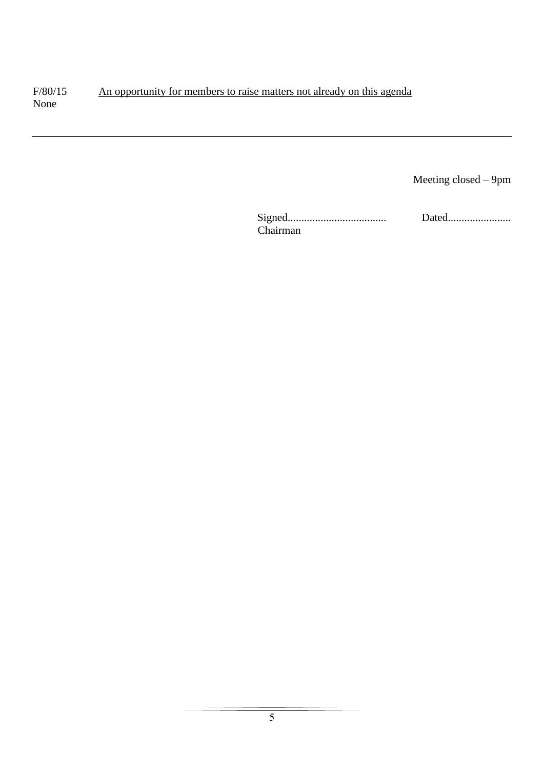F/80/15 <u>An opportunity for members to raise matters not already on this agenda</u>

None

---

Meeting closed – 9pm

Signed.................................... Dated.......................

Chairman